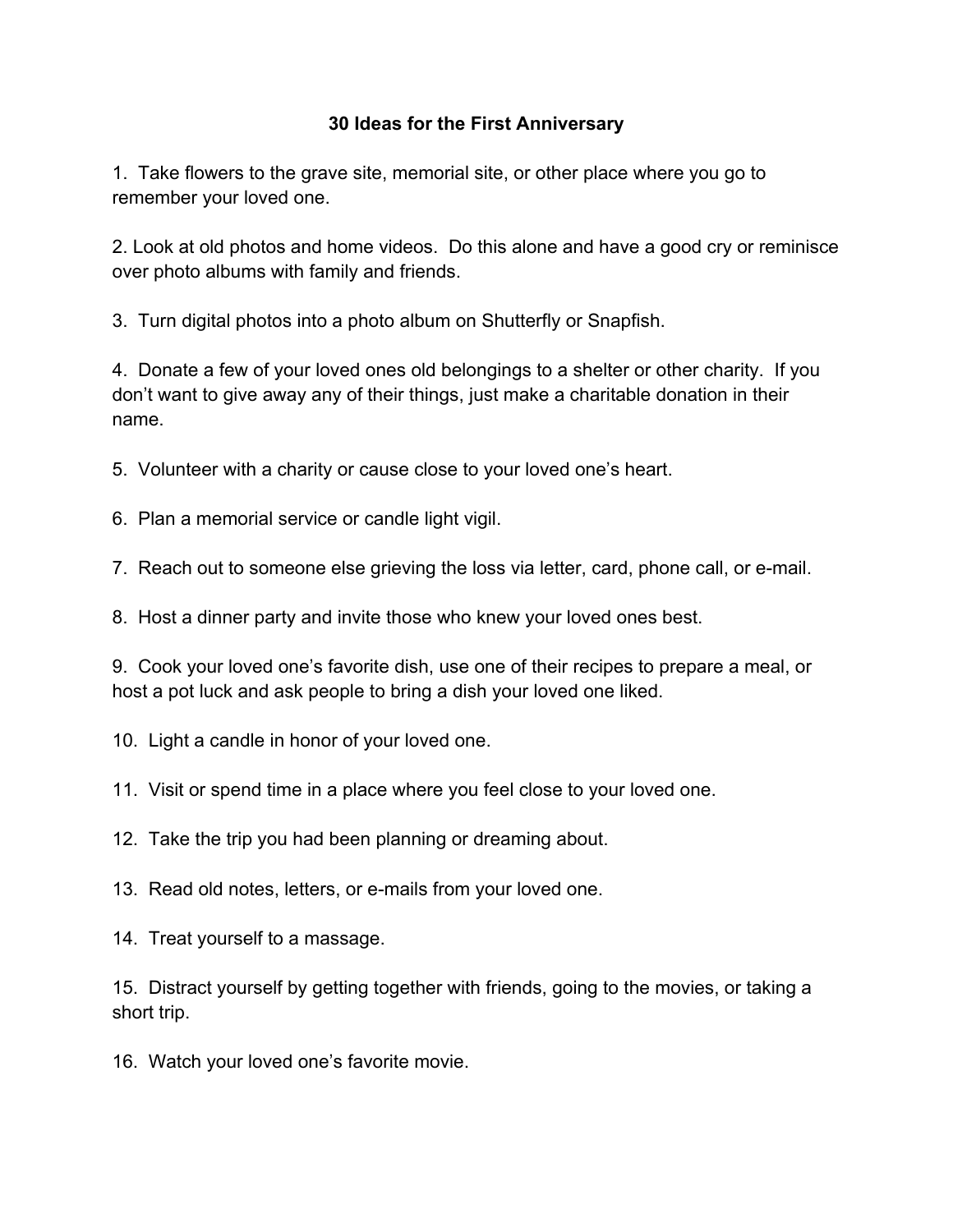# 30 Ideas for the First Anniversary

1. Take flowers to the grave site, memorial site, or other place where you go to remember your loved one.

2. Look at old photos and home videos. Do this alone and have a good cry or reminisce over photo albums with family and friends.

3. Turn digital photos into a photo album on Shutterfly or Snapfish.

4. Donate a few of your loved ones old belongings to a shelter or other charity. If you don't want to give away any of their things, just make a charitable donation in their name.

5. Volunteer with a charity or cause close to your loved one's heart.

6. Plan a memorial service or candle light vigil.

7. Reach out to someone else grieving the loss via letter, card, phone call, or e-mail.

8. Host a dinner party and invite those who knew your loved ones best.

9. Cook your loved one's favorite dish, use one of their recipes to prepare a meal, or host a pot luck and ask people to bring a dish your loved one liked.

10. Light a candle in honor of your loved one.

11. Visit or spend time in a place where you feel close to your loved one.

12. Take the trip you had been planning or dreaming about.

13. Read old notes, letters, or e-mails from your loved one.

14. Treat yourself to a massage.

15. Distract yourself by getting together with friends, going to the movies, or taking a short trip.

16. Watch your loved one's favorite movie.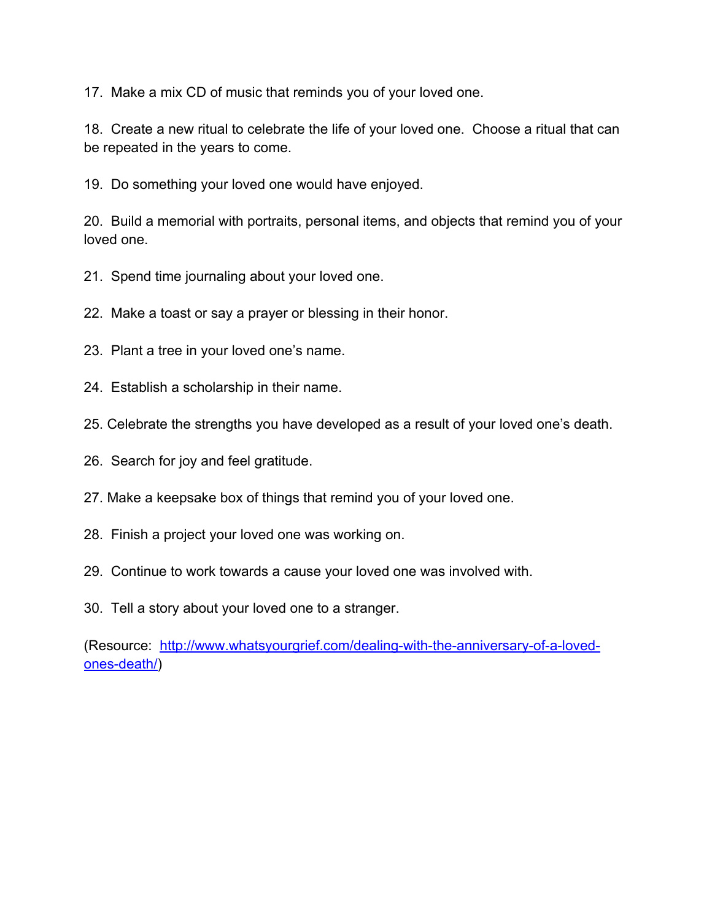17. Make a mix CD of music that reminds you of your loved one.

18. Create a new ritual to celebrate the life of your loved one. Choose a ritual that can be repeated in the years to come.

19. Do something your loved one would have enjoyed.

20. Build a memorial with portraits, personal items, and objects that remind you of your loved one.

21. Spend time journaling about your loved one.

22. Make a toast or say a prayer or blessing in their honor.

23. Plant a tree in your loved one's name.

24. Establish a scholarship in their name.

25. Celebrate the strengths you have developed as a result of your loved one's death.

26. Search for joy and feel gratitude.

27. Make a keepsake box of things that remind you of your loved one.

28. Finish a project your loved one was working on.

29. Continue to work towards a cause your loved one was involved with.

30. Tell a story about your loved one to a stranger.

(Resource: [http://www.whatsyourgrief.com/dealing-with-the-anniversary-of-a-loved-ones-death/](http://www.whatsyourgrief.com/dealing-with-the-anniversary-of-a-loved-ones-death/))